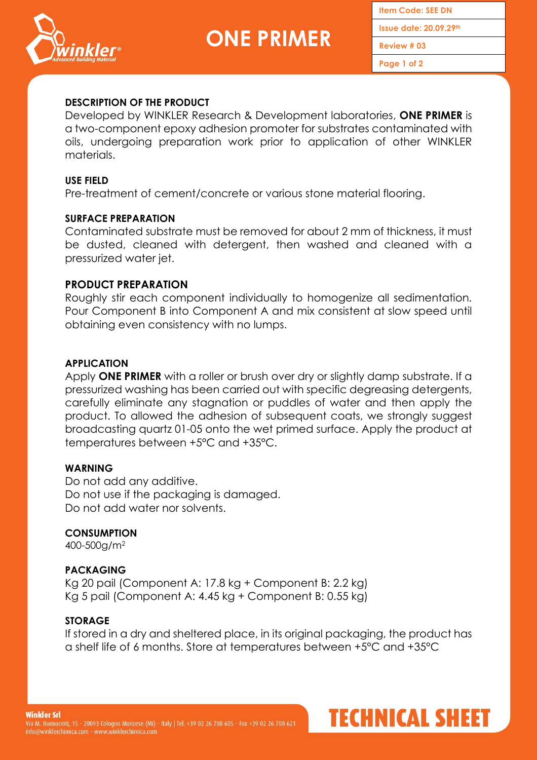# ONE PRIMER

| Item Code: SEE DN |
| --- |
| Issue date: 20.09.29th |
| Review # 03 |

## DESCRIPTION OF THE PRODUCT

Developed by WINKLER Research & Development laboratories, **ONE PRIMER** is a two-component epoxy adhesion promoter for substrates contaminated with oils, undergoing preparation work prior to application of other WINKLER materials.

## USE FIELD

Pre-treatment of cement/concrete or various stone material flooring.

## SURFACE PREPARATION

Contaminated substrate must be removed for about 2 mm of thickness, it must be dusted, cleaned with detergent, then washed and cleaned with a pressurized water jet.

## PRODUCT PREPARATION

Roughly stir each component individually to homogenize all sedimentation. Pour Component B into Component A and mix consistent at slow speed until obtaining even consistency with no lumps.

## APPLICATION

Apply **ONE PRIMER** with a roller or brush over dry or slightly damp substrate. If a pressurized washing has been carried out with specific degreasing detergents, carefully eliminate any stagnation or puddles of water and then apply the product. To allowed the adhesion of subsequent coats, we strongly suggest broadcasting quartz 01-05 onto the wet primed surface. Apply the product at temperatures between +5°C and +35°C.

## WARNING

Do not add any additive.
Do not use if the packaging is damaged.
Do not add water nor solvents.

## CONSUMPTION

400-500g/m$^2$

## PACKAGING

Kg 20 pail (Component A: 17.8 kg + Component B: 2.2 kg)
Kg 5 pail (Component A: 4.45 kg + Component B: 0.55 kg)

## STORAGE

If stored in a dry and sheltered place, in its original packaging, the product has a shelf life of 6 months. Store at temperatures between +5°C and +35°C

**Winkler Srl**
Via M. Buonarroti, 15 - 20093 Cologno Monzese (Mi) - Italy | Tel. +39 02 26 700 605 - Fax +39 02 26 700 621
info@winklerchimica.com - www.winklerchimica.com

**TECHNICAL SHEET**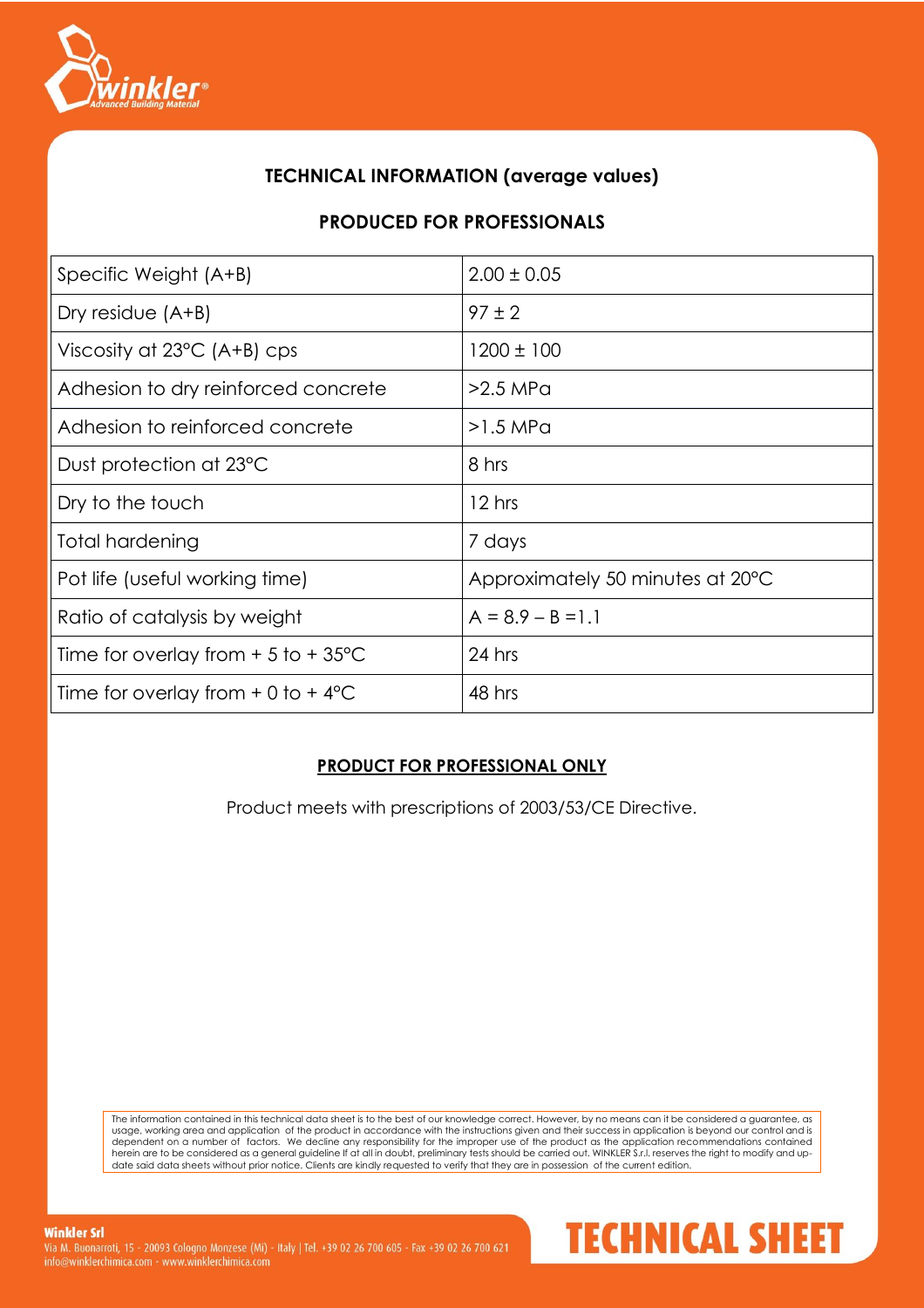## TECHNICAL INFORMATION (average values)

## PRODUCED FOR PROFESSIONALS

| | |
|---|---|
| Specific Weight (A+B) | 2.00 ± 0.05 |
| Dry residue (A+B) | 97 ± 2 |
| Viscosity at 23°C (A+B) cps | 1200 ± 100 |
| Adhesion to dry reinforced concrete | >2.5 MPa |
| Adhesion to reinforced concrete | >1.5 MPa |
| Dust protection at 23°C | 8 hrs |
| Dry to the touch | 12 hrs |
| Total hardening | 7 days |
| Pot life (useful working time) | Approximately 50 minutes at 20°C |
| Ratio of catalysis by weight | A = 8.9 – B =1.1 |
| Time for overlay from + 5 to + 35°C | 24 hrs |
| Time for overlay from + 0 to + 4°C | 48 hrs |

**PRODUCT FOR PROFESSIONAL ONLY**

Product meets with prescriptions of 2003/53/CE Directive.

The information contained in this technical data sheet is to the best of our knowledge correct. However, by no means can it be considered a guarantee, as usage, working area and application of the product in accordance with the instructions given and their success in application is beyond our control and is dependent on a number of factors. We decline any responsibility for the improper use of the product as the application recommendations contained herein are to be considered as a general guideline If at all in doubt, preliminary tests should be carried out. WINKLER S.r.l. reserves the right to modify and up-date said data sheets without prior notice. Clients are kindly requested to verify that they are in possession of the current edition.

**Winkler Srl**
Via M. Buonarroti, 15 - 20093 Cologno Monzese (Mi) - Italy | Tel. +39 02 26 700 605 - Fax +39 02 26 700 621
info@winklerchimica.com - www.winklerchimica.com

**TECHNICAL SHEET**